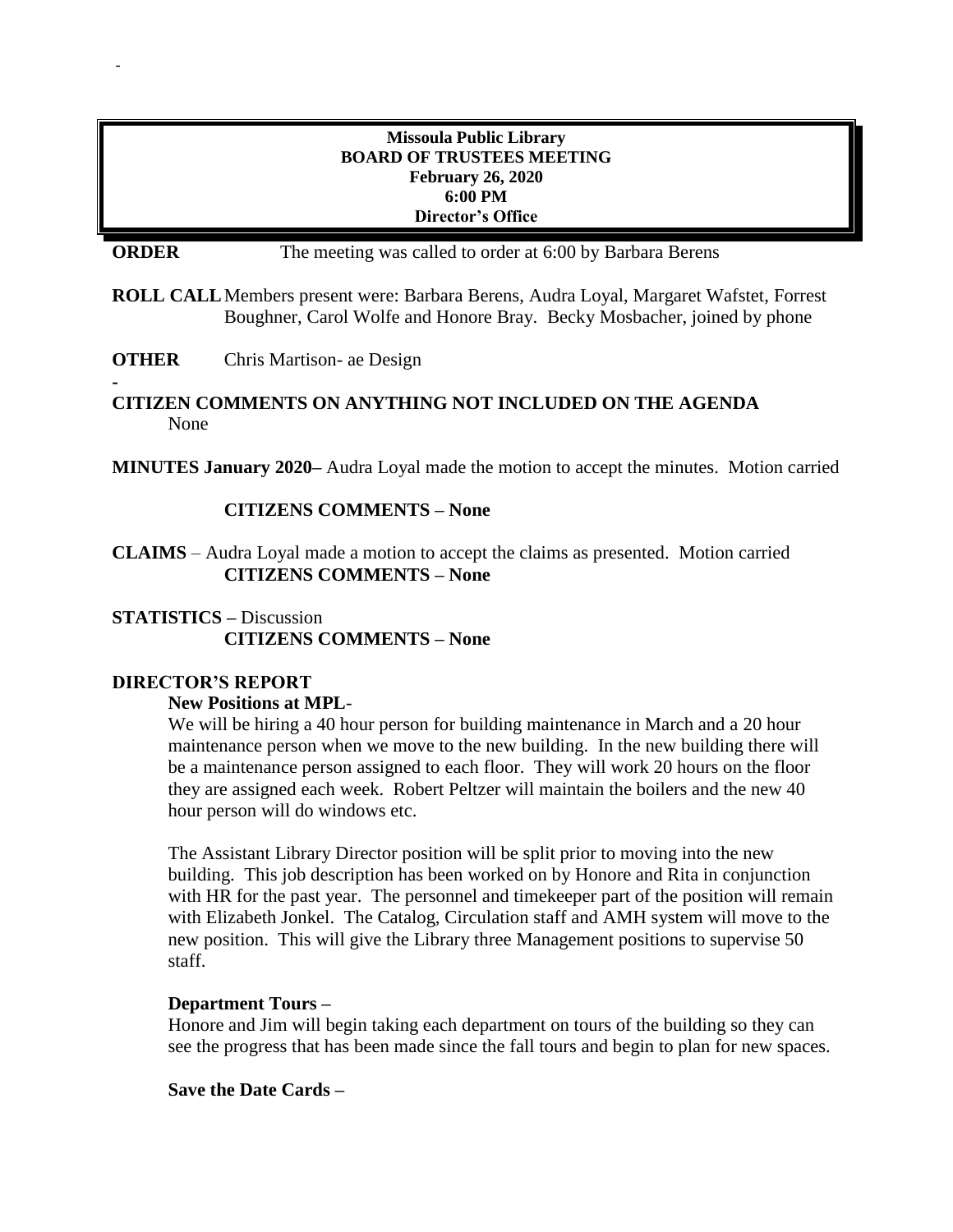**Missoula Public Library**
**BOARD OF TRUSTEES MEETING**
**February 26, 2020**
**6:00 PM**
**Director's Office**

**ORDER** The meeting was called to order at 6:00 by Barbara Berens

**ROLL CALL** Members present were: Barbara Berens, Audra Loyal, Margaret Wafstet, Forrest Boughner, Carol Wolfe and Honore Bray. Becky Mosbacher, joined by phone

**OTHER** Chris Martison- ae Design

**CITIZEN COMMENTS ON ANYTHING NOT INCLUDED ON THE AGENDA**
None

**MINUTES January 2020–** Audra Loyal made the motion to accept the minutes. Motion carried

**CITIZENS COMMENTS – None**

**CLAIMS** – Audra Loyal made a motion to accept the claims as presented. Motion carried
**CITIZENS COMMENTS – None**

**STATISTICS –** Discussion
**CITIZENS COMMENTS – None**

**DIRECTOR'S REPORT**

**New Positions at MPL**-

We will be hiring a 40 hour person for building maintenance in March and a 20 hour maintenance person when we move to the new building. In the new building there will be a maintenance person assigned to each floor. They will work 20 hours on the floor they are assigned each week. Robert Peltzer will maintain the boilers and the new 40 hour person will do windows etc.

The Assistant Library Director position will be split prior to moving into the new building. This job description has been worked on by Honore and Rita in conjunction with HR for the past year. The personnel and timekeeper part of the position will remain with Elizabeth Jonkel. The Catalog, Circulation staff and AMH system will move to the new position. This will give the Library three Management positions to supervise 50 staff.

**Department Tours –**

Honore and Jim will begin taking each department on tours of the building so they can see the progress that has been made since the fall tours and begin to plan for new spaces.

**Save the Date Cards –**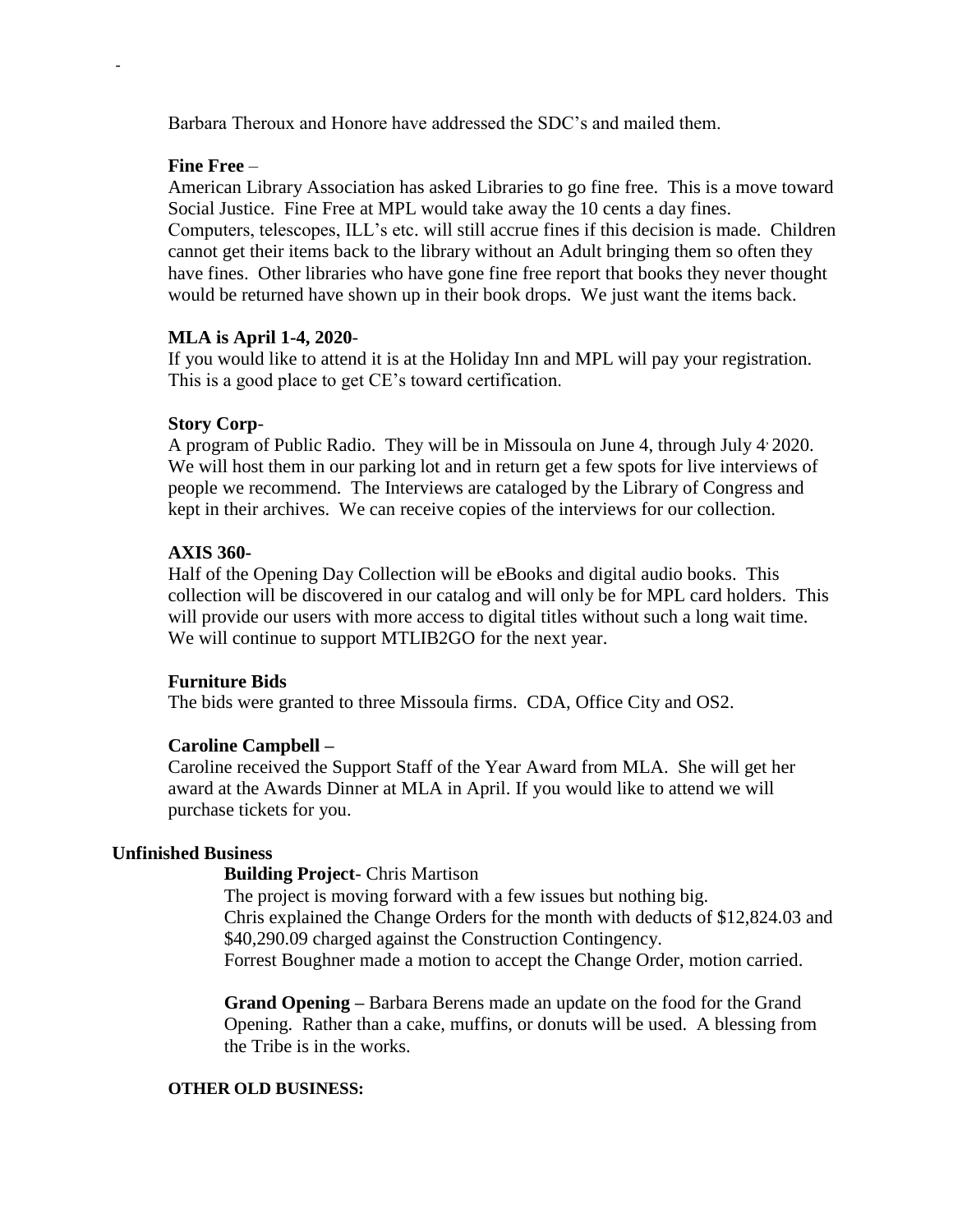-

Barbara Theroux and Honore have addressed the SDC's and mailed them.

**Fine Free** –
American Library Association has asked Libraries to go fine free. This is a move toward Social Justice. Fine Free at MPL would take away the 10 cents a day fines. Computers, telescopes, ILL's etc. will still accrue fines if this decision is made. Children cannot get their items back to the library without an Adult bringing them so often they have fines. Other libraries who have gone fine free report that books they never thought would be returned have shown up in their book drops. We just want the items back.

**MLA is April 1-4, 2020**-
If you would like to attend it is at the Holiday Inn and MPL will pay your registration. This is a good place to get CE's toward certification.

**Story Corp**-
A program of Public Radio. They will be in Missoula on June 4, through July 4, 2020. We will host them in our parking lot and in return get a few spots for live interviews of people we recommend. The Interviews are cataloged by the Library of Congress and kept in their archives. We can receive copies of the interviews for our collection.

**AXIS 360-**
Half of the Opening Day Collection will be eBooks and digital audio books. This collection will be discovered in our catalog and will only be for MPL card holders. This will provide our users with more access to digital titles without such a long wait time. We will continue to support MTLIB2GO for the next year.

**Furniture Bids**
The bids were granted to three Missoula firms. CDA, Office City and OS2.

**Caroline Campbell –**
Caroline received the Support Staff of the Year Award from MLA. She will get her award at the Awards Dinner at MLA in April. If you would like to attend we will purchase tickets for you.

**Unfinished Business**

**Building Project**- Chris Martison
The project is moving forward with a few issues but nothing big.
Chris explained the Change Orders for the month with deducts of $12,824.03 and $40,290.09 charged against the Construction Contingency.
Forrest Boughner made a motion to accept the Change Order, motion carried.

**Grand Opening –** Barbara Berens made an update on the food for the Grand Opening. Rather than a cake, muffins, or donuts will be used. A blessing from the Tribe is in the works.

**OTHER OLD BUSINESS:**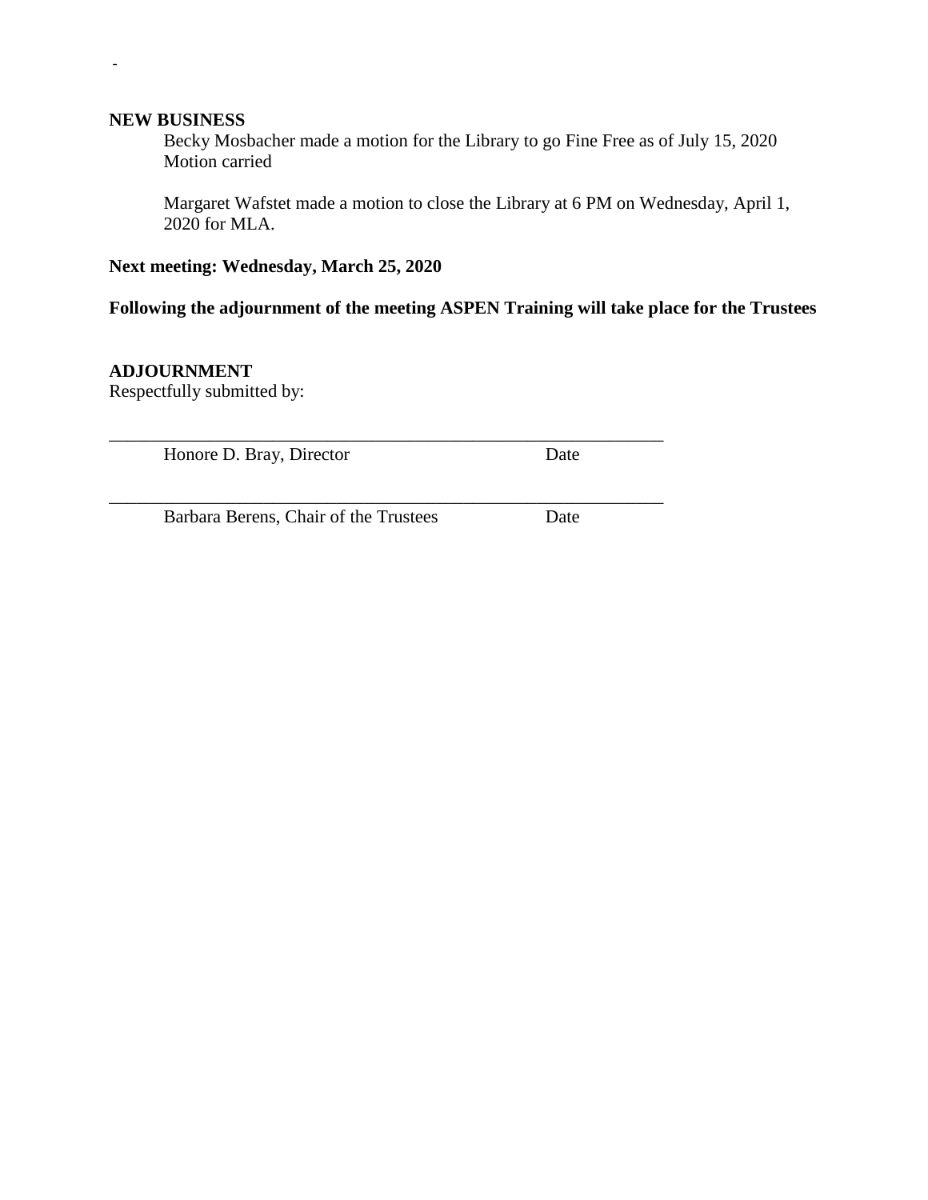-

**NEW BUSINESS**

Becky Mosbacher made a motion for the Library to go Fine Free as of July 15, 2020
Motion carried

Margaret Wafstet made a motion to close the Library at 6 PM on Wednesday, April 1, 2020 for MLA.

**Next meeting: Wednesday, March 25, 2020**

**Following the adjournment of the meeting ASPEN Training will take place for the Trustees**

**ADJOURNMENT**

Respectfully submitted by:

_______________________________________________________________

Honore D. Bray, Director Date

_______________________________________________________________

Barbara Berens, Chair of the Trustees Date